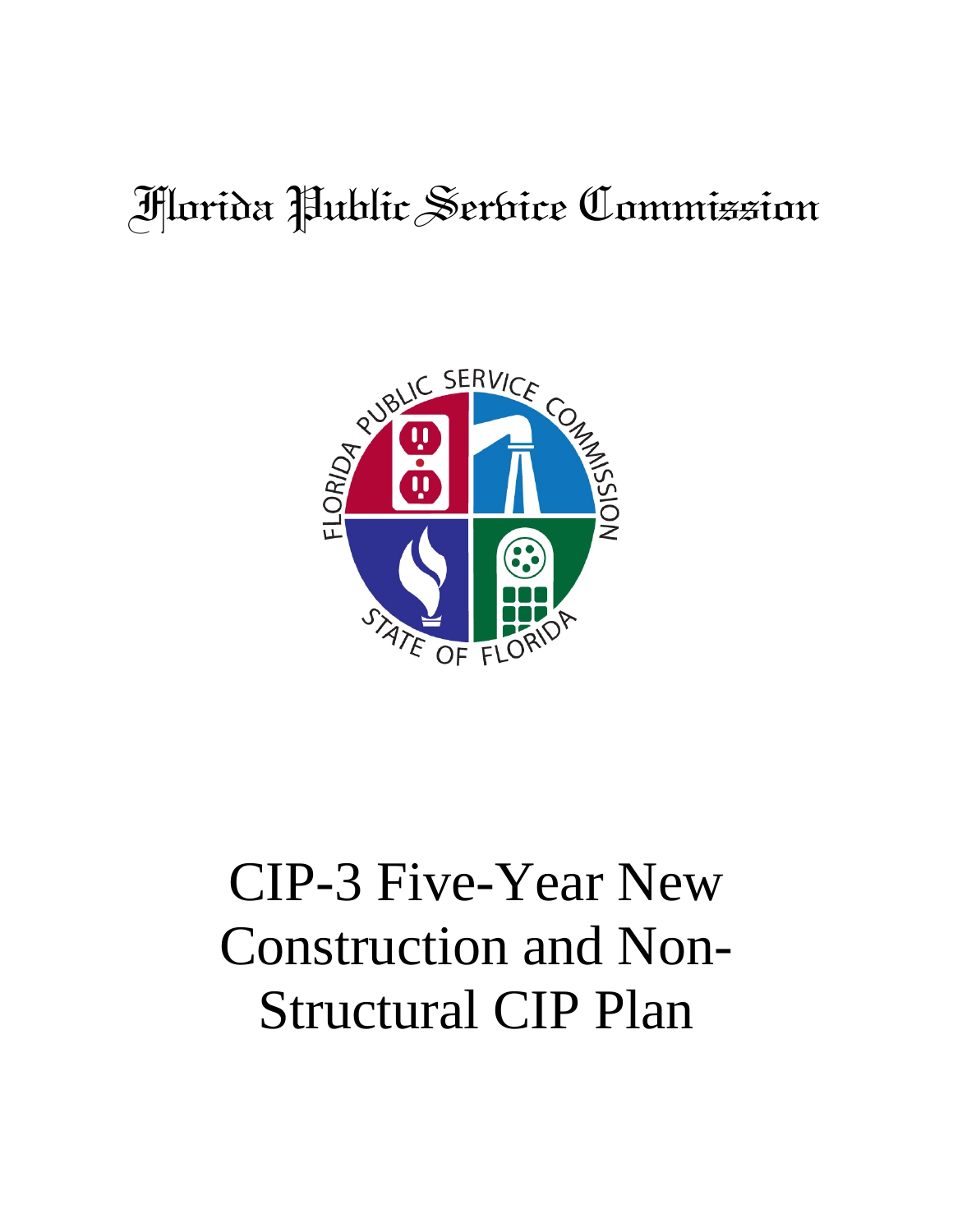# Florida Public Service Commission

# CIP-3 Five-Year New Construction and Non-Structural CIP Plan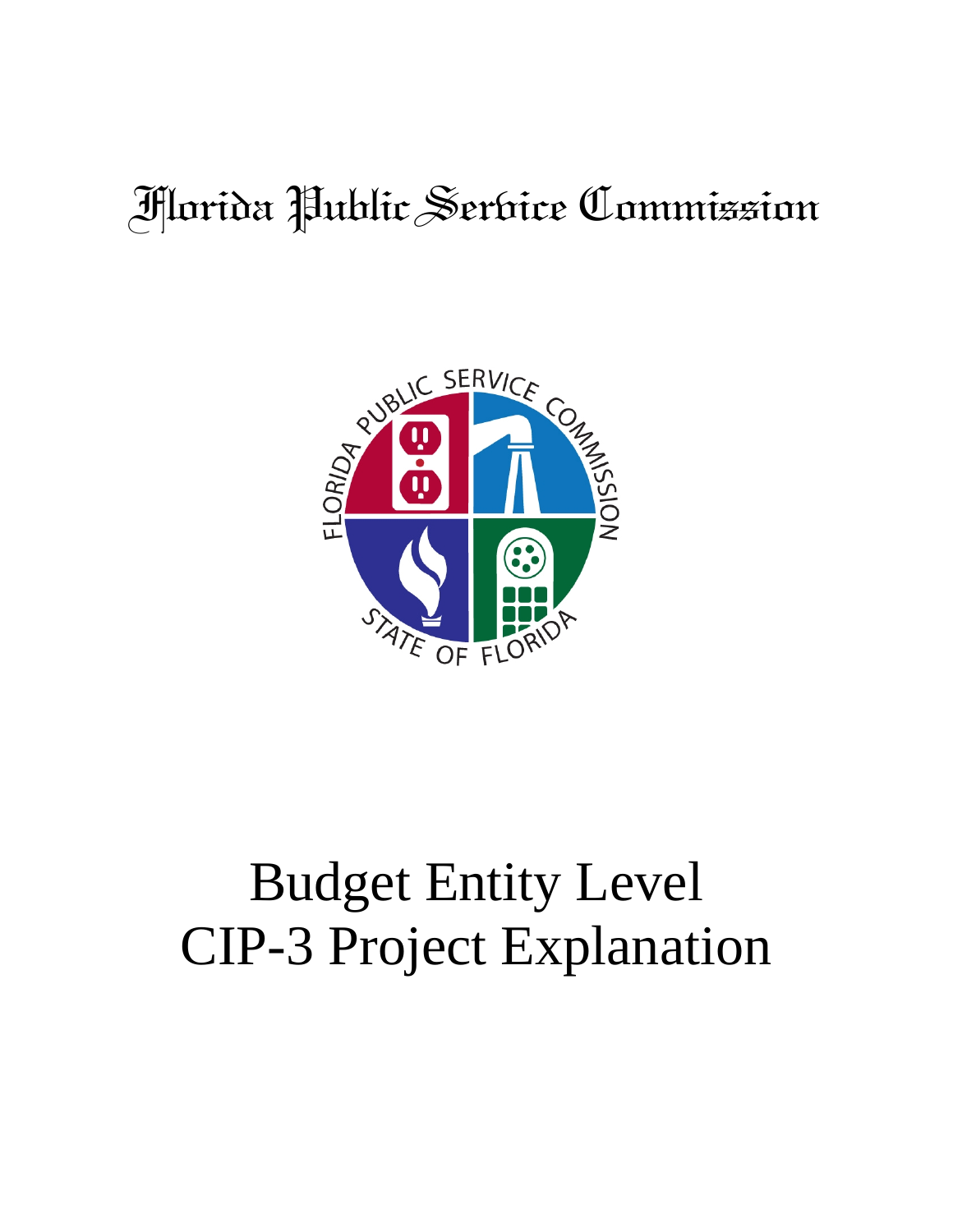# Florida Public Service Commission

# Budget Entity Level CIP-3 Project Explanation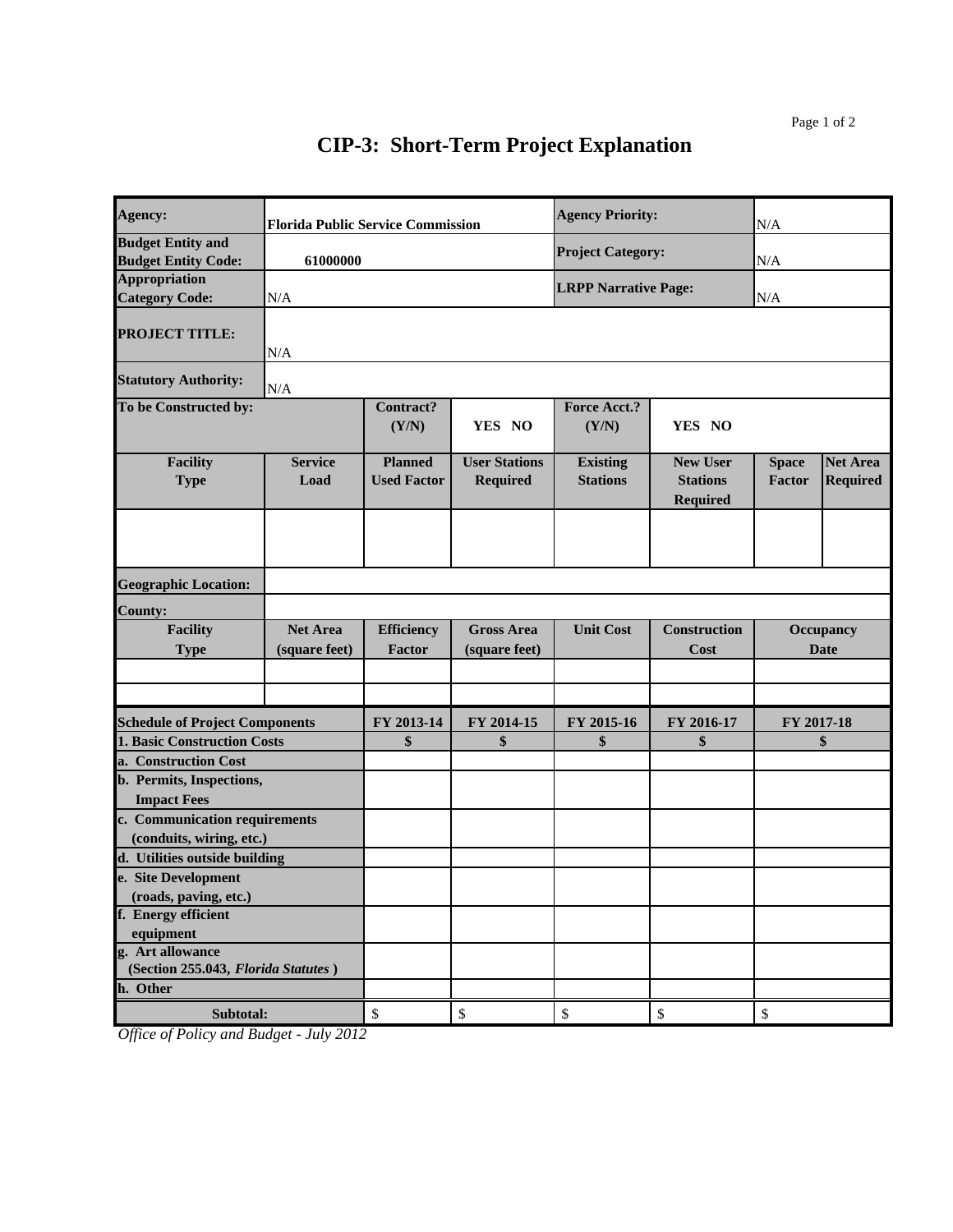# CIP-3: Short-Term Project Explanation

| | | | | | | | |
|---|---|---|---|---|---|---|---|
| **Agency:** | **Florida Public Service Commission** | | | **Agency Priority:** | | N/A | |
| **Budget Entity and Budget Entity Code:** | **61000000** | | | **Project Category:** | | N/A | |
| **Appropriation Category Code:** | N/A | | | **LRPP Narrative Page:** | | N/A | |
| **PROJECT TITLE:** | N/A | | | | | | |
| **Statutory Authority:** | N/A | | | | | | |
| **To be Constructed by:** | | **Contract? (Y/N)** | **YES NO** | **Force Acct.? (Y/N)** | **YES NO** | | |
| **Facility Type** | **Service Load** | **Planned Used Factor** | **User Stations Required** | **Existing Stations** | **New User Stations Required** | **Space Factor** | **Net Area Required** |
| | | | | | | | |
| **Geographic Location:** | | | | | | | |
| **County:** | | | | | | | |
| **Facility Type** | **Net Area (square feet)** | **Efficiency Factor** | **Gross Area (square feet)** | **Unit Cost** | **Construction Cost** | **Occupancy Date** | |
| | | | | | | | |
| | | | | | | | |

| **Schedule of Project Components** | **FY 2013-14** | **FY 2014-15** | **FY 2015-16** | **FY 2016-17** | **FY 2017-18** |
|---|---|---|---|---|---|
| **1. Basic Construction Costs** | **$** | **$** | **$** | **$** | **$** |
| **a. Construction Cost** | | | | | |
| **b. Permits, Inspections, Impact Fees** | | | | | |
| **c. Communication requirements (conduits, wiring, etc.)** | | | | | |
| **d. Utilities outside building** | | | | | |
| **e. Site Development (roads, paving, etc.)** | | | | | |
| **f. Energy efficient equipment** | | | | | |
| **g. Art allowance (Section 255.043, *Florida Statutes*)** | | | | | |
| **h. Other** | | | | | |
| **Subtotal:** | $ | $ | $ | $ | $ |

*Office of Policy and Budget - July 2012*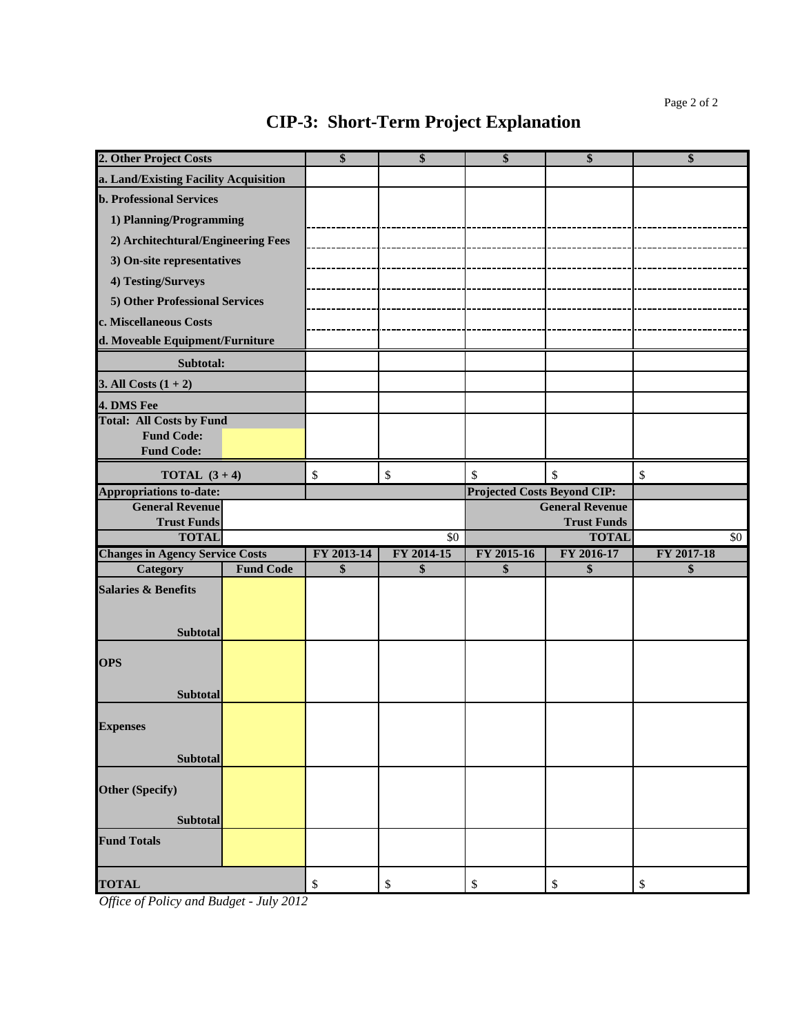# CIP-3: Short-Term Project Explanation

| 2. Other Project Costs | | $ | $ | $ | $ | $ |
|---|---|---|---|---|---|---|
| a. Land/Existing Facility Acquisition | | | | | | |
| b. Professional Services | | | | | | |
| 1) Planning/Programming | | | | | | |
| 2) Architechtural/Engineering Fees | | | | | | |
| 3) On-site representatives | | | | | | |
| 4) Testing/Surveys | | | | | | |
| 5) Other Professional Services | | | | | | |
| c. Miscellaneous Costs | | | | | | |
| d. Moveable Equipment/Furniture | | | | | | |
| Subtotal: | | | | | | |
| 3. All Costs (1 + 2) | | | | | | |
| 4. DMS Fee | | | | | | |
| Total: All Costs by Fund | | | | | | |
| Fund Code: | | | | | | |
| Fund Code: | | | | | | |
| TOTAL (3 + 4) | | $ | $ | $ | $ | $ |

| Appropriations to-date: | | Projected Costs Beyond CIP: | |
|---|---|---|---|
| General Revenue | | General Revenue | |
| Trust Funds | | Trust Funds | |
| TOTAL | $0 | TOTAL | $0 |

| Changes in Agency Service Costs | | FY 2013-14 | FY 2014-15 | FY 2015-16 | FY 2016-17 | FY 2017-18 |
|---|---|---|---|---|---|---|
| Category | Fund Code | $ | $ | $ | $ | $ |
| Salaries & Benefits | | | | | | |
| Subtotal | | | | | | |
| OPS | | | | | | |
| Subtotal | | | | | | |
| Expenses | | | | | | |
| Subtotal | | | | | | |
| Other (Specify) | | | | | | |
| Subtotal | | | | | | |
| Fund Totals | | | | | | |
| TOTAL | | $ | $ | $ | $ | $ |

*Office of Policy and Budget - July 2012*